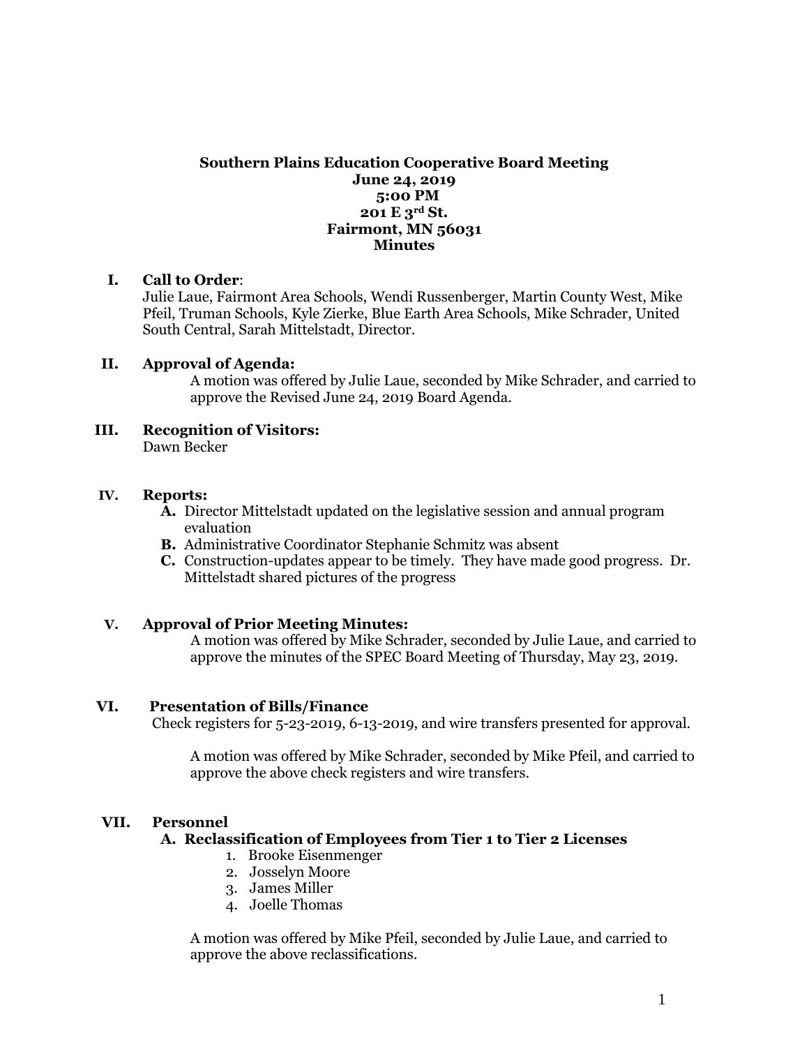**Southern Plains Education Cooperative Board Meeting**
**June 24, 2019**
**5:00 PM**
**201 E 3rd St.**
**Fairmont, MN 56031**
**Minutes**

**I. Call to Order**:
Julie Laue, Fairmont Area Schools, Wendi Russenberger, Martin County West, Mike Pfeil, Truman Schools, Kyle Zierke, Blue Earth Area Schools, Mike Schrader, United South Central, Sarah Mittelstadt, Director.

**II. Approval of Agenda:**
A motion was offered by Julie Laue, seconded by Mike Schrader, and carried to approve the Revised June 24, 2019 Board Agenda.

**III. Recognition of Visitors:**
Dawn Becker

**IV. Reports:**

- **A.** Director Mittelstadt updated on the legislative session and annual program evaluation
- **B.** Administrative Coordinator Stephanie Schmitz was absent
- **C.** Construction-updates appear to be timely. They have made good progress. Dr. Mittelstadt shared pictures of the progress

**V. Approval of Prior Meeting Minutes:**
A motion was offered by Mike Schrader, seconded by Julie Laue, and carried to approve the minutes of the SPEC Board Meeting of Thursday, May 23, 2019.

**VI. Presentation of Bills/Finance**
Check registers for 5-23-2019, 6-13-2019, and wire transfers presented for approval.

A motion was offered by Mike Schrader, seconded by Mike Pfeil, and carried to approve the above check registers and wire transfers.

**VII. Personnel**

**A. Reclassification of Employees from Tier 1 to Tier 2 Licenses**

1. Brooke Eisenmenger
2. Josselyn Moore
3. James Miller
4. Joelle Thomas

A motion was offered by Mike Pfeil, seconded by Julie Laue, and carried to approve the above reclassifications.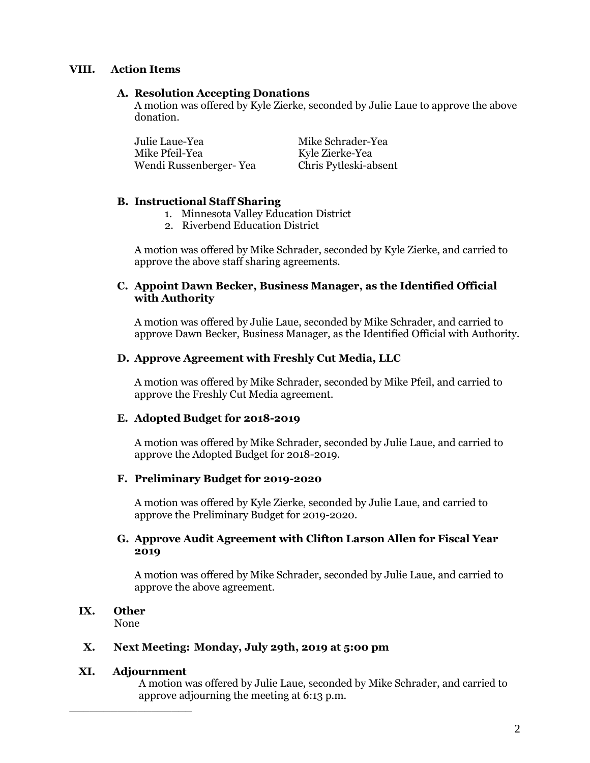## VIII. Action Items

### A. Resolution Accepting Donations

A motion was offered by Kyle Zierke, seconded by Julie Laue to approve the above donation.

| | |
|---|---|
| Julie Laue-Yea | Mike Schrader-Yea |
| Mike Pfeil-Yea | Kyle Zierke-Yea |
| Wendi Russenberger- Yea | Chris Pytleski-absent |

### B. Instructional Staff Sharing

1. Minnesota Valley Education District
2. Riverbend Education District

A motion was offered by Mike Schrader, seconded by Kyle Zierke, and carried to approve the above staff sharing agreements.

### C. Appoint Dawn Becker, Business Manager, as the Identified Official with Authority

A motion was offered by Julie Laue, seconded by Mike Schrader, and carried to approve Dawn Becker, Business Manager, as the Identified Official with Authority.

### D. Approve Agreement with Freshly Cut Media, LLC

A motion was offered by Mike Schrader, seconded by Mike Pfeil, and carried to approve the Freshly Cut Media agreement.

### E. Adopted Budget for 2018-2019

A motion was offered by Mike Schrader, seconded by Julie Laue, and carried to approve the Adopted Budget for 2018-2019.

### F. Preliminary Budget for 2019-2020

A motion was offered by Kyle Zierke, seconded by Julie Laue, and carried to approve the Preliminary Budget for 2019-2020.

### G. Approve Audit Agreement with Clifton Larson Allen for Fiscal Year 2019

A motion was offered by Mike Schrader, seconded by Julie Laue, and carried to approve the above agreement.

## IX. Other

None

## X. Next Meeting: Monday, July 29th, 2019 at 5:00 pm

## XI. Adjournment

A motion was offered by Julie Laue, seconded by Mike Schrader, and carried to approve adjourning the meeting at 6:13 p.m.

\_\_\_\_\_\_\_\_\_\_\_\_\_\_\_\_\_\_\_\_